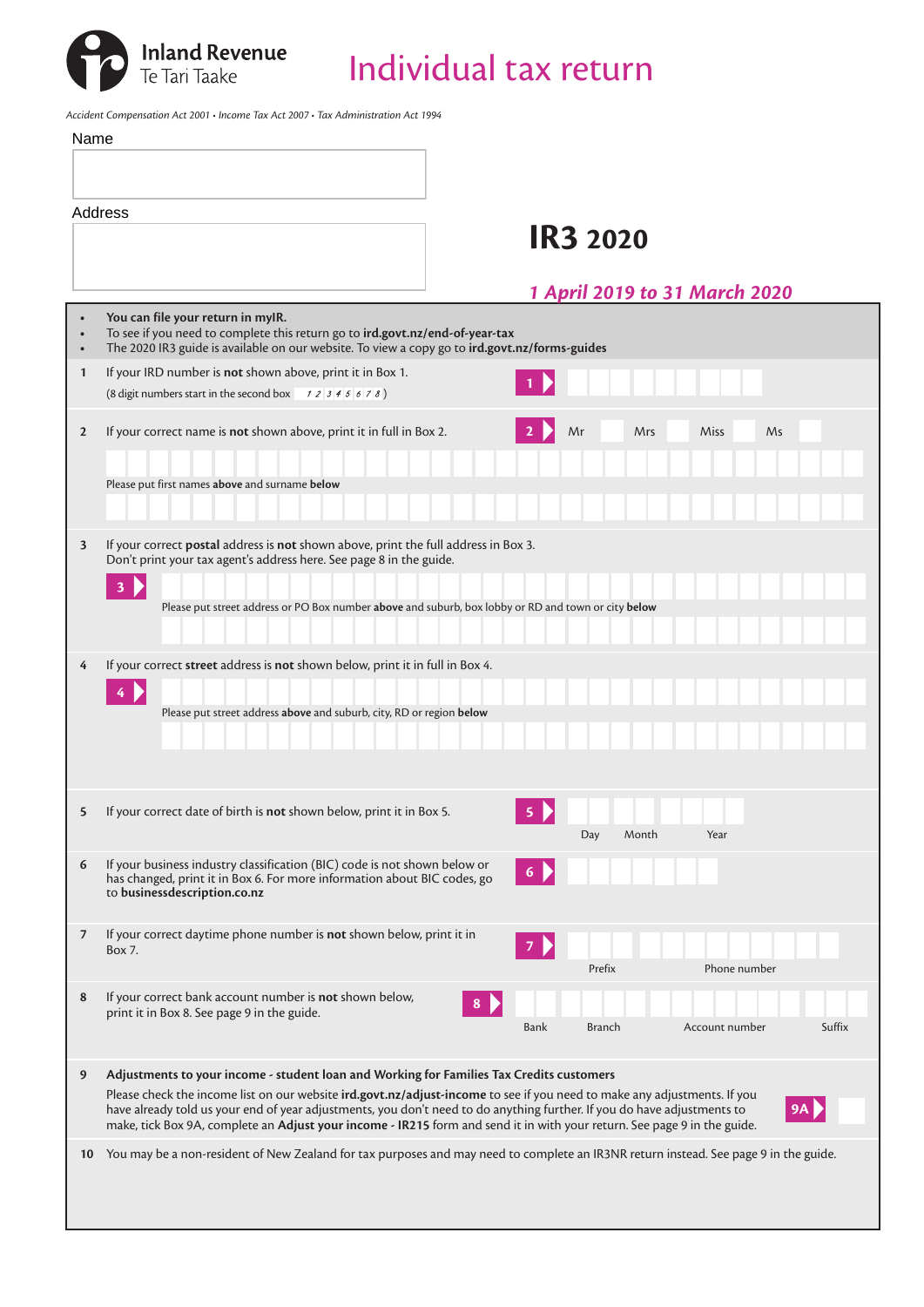Inland Revenue
Te Tari Taake

# Individual tax return

*Accident Compensation Act 2001 • Income Tax Act 2007 • Tax Administration Act 1994*

Name

Address

## IR3 2020

***1 April 2019 to 31 March 2020***

- **You can file your return in myIR.**
- To see if you need to complete this return go to **ird.govt.nz/end-of-year-tax**
- The 2020 IR3 guide is available on our website. To view a copy go to **ird.govt.nz/forms-guides**

**1** If your IRD number is **not** shown above, print it in Box 1.
(8 digit numbers start in the second box  1 2 3 4 5 6 7 8 )

**1**

**2** If your correct name is **not** shown above, print it in full in Box 2.

**2** Mr  Mrs  Miss  Ms

Please put first names **above** and surname **below**

**3** If your correct **postal** address is **not** shown above, print the full address in Box 3.
Don't print your tax agent's address here. See page 8 in the guide.

**3**

Please put street address or PO Box number **above** and suburb, box lobby or RD and town or city **below**

**4** If your correct **street** address is **not** shown below, print it in full in Box 4.

**4**

Please put street address **above** and suburb, city, RD or region **below**

**5** If your correct date of birth is **not** shown below, print it in Box 5.

**5** Day  Month  Year

**6** If your business industry classification (BIC) code is not shown below or has changed, print it in Box 6. For more information about BIC codes, go to **businessdescription.co.nz**

**6**

**7** If your correct daytime phone number is **not** shown below, print it in Box 7.

**7** Prefix  Phone number

**8** If your correct bank account number is **not** shown below, print it in Box 8. See page 9 in the guide.

**8** Bank  Branch  Account number  Suffix

**9** **Adjustments to your income - student loan and Working for Families Tax Credits customers**

Please check the income list on our website **ird.govt.nz/adjust-income** to see if you need to make any adjustments. If you have already told us your end of year adjustments, you don't need to do anything further. If you do have adjustments to make, tick Box 9A, complete an **Adjust your income - IR215** form and send it in with your return. See page 9 in the guide.

**9A**

**10** You may be a non-resident of New Zealand for tax purposes and may need to complete an IR3NR return instead. See page 9 in the guide.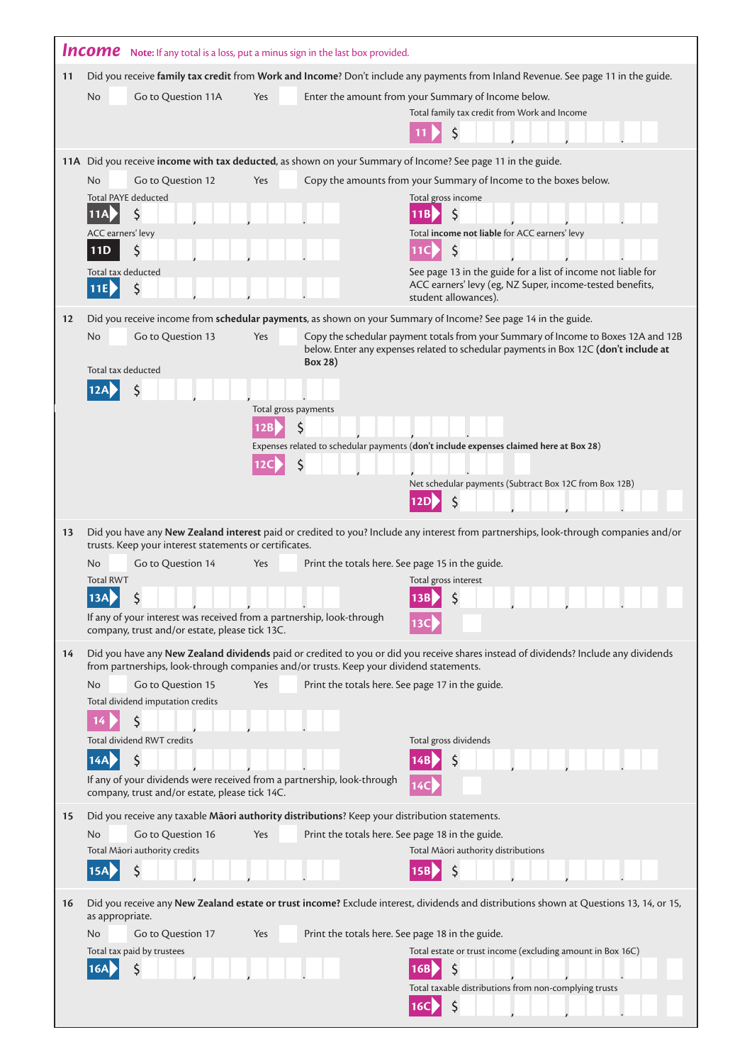# Income

**Note:** If any total is a loss, put a minus sign in the last box provided.

**11** Did you receive **family tax credit** from **Work and Income**? Don't include any payments from Inland Revenue. See page 11 in the guide.

No ☐ Go to Question 11A   Yes ☐ Enter the amount from your Summary of Income below.

Total family tax credit from Work and Income

**11** $ ___,___,___.__

**11A** Did you receive **income with tax deducted**, as shown on your Summary of Income? See page 11 in the guide.

No ☐ Go to Question 12   Yes ☐ Copy the amounts from your Summary of Income to the boxes below.

Total PAYE deducted

**11A** $ ___,___,___.__

Total gross income

**11B** $ ___,___,___.__

ACC earners' levy

**11D** $ ___,___,___.__

Total **income not liable** for ACC earners' levy

**11C** $ ___,___,___.__

Total tax deducted

**11E** $ ___,___,___.__

See page 13 in the guide for a list of income not liable for ACC earners' levy (eg, NZ Super, income-tested benefits, student allowances).

**12** Did you receive income from **schedular payments**, as shown on your Summary of Income? See page 14 in the guide.

No ☐ Go to Question 13   Yes ☐ Copy the schedular payment totals from your Summary of Income to Boxes 12A and 12B below. Enter any expenses related to schedular payments in Box 12C **(don't include at Box 28)**

Total tax deducted

**12A** $ ___,___,___.__

Total gross payments

**12B** $ ___,___,___.__

Expenses related to schedular payments (**don't include expenses claimed here at Box 28**)

**12C** $ ___,___,___.__

Net schedular payments (Subtract Box 12C from Box 12B)

**12D** $ ___,___,___.__

**13** Did you have any **New Zealand interest** paid or credited to you? Include any interest from partnerships, look-through companies and/or trusts. Keep your interest statements or certificates.

No ☐ Go to Question 14   Yes ☐ Print the totals here. See page 15 in the guide.

Total RWT

**13A** $ ___,___,___.__

Total gross interest

**13B** $ ___,___,___.__

If any of your interest was received from a partnership, look-through company, trust and/or estate, please tick 13C.

**13C** ☐

**14** Did you have any **New Zealand dividends** paid or credited to you or did you receive shares instead of dividends? Include any dividends from partnerships, look-through companies and/or trusts. Keep your dividend statements.

No ☐ Go to Question 15   Yes ☐ Print the totals here. See page 17 in the guide.

Total dividend imputation credits

**14** $ ___,___,___.__

Total dividend RWT credits

**14A** $ ___,___,___.__

Total gross dividends

**14B** $ ___,___,___.__

If any of your dividends were received from a partnership, look-through company, trust and/or estate, please tick 14C.

**14C** ☐

**15** Did you receive any taxable **Māori authority distributions**? Keep your distribution statements.

No ☐ Go to Question 16   Yes ☐ Print the totals here. See page 18 in the guide.

Total Māori authority credits

**15A** $ ___,___,___.__

Total Māori authority distributions

**15B** $ ___,___,___.__

**16** Did you receive any **New Zealand estate or trust income?** Exclude interest, dividends and distributions shown at Questions 13, 14, or 15, as appropriate.

No ☐ Go to Question 17   Yes ☐ Print the totals here. See page 18 in the guide.

Total tax paid by trustees

**16A** $ ___,___,___.__

Total estate or trust income (excluding amount in Box 16C)

**16B** $ ___,___,___.__

Total taxable distributions from non-complying trusts

**16C** $ ___,___,___.__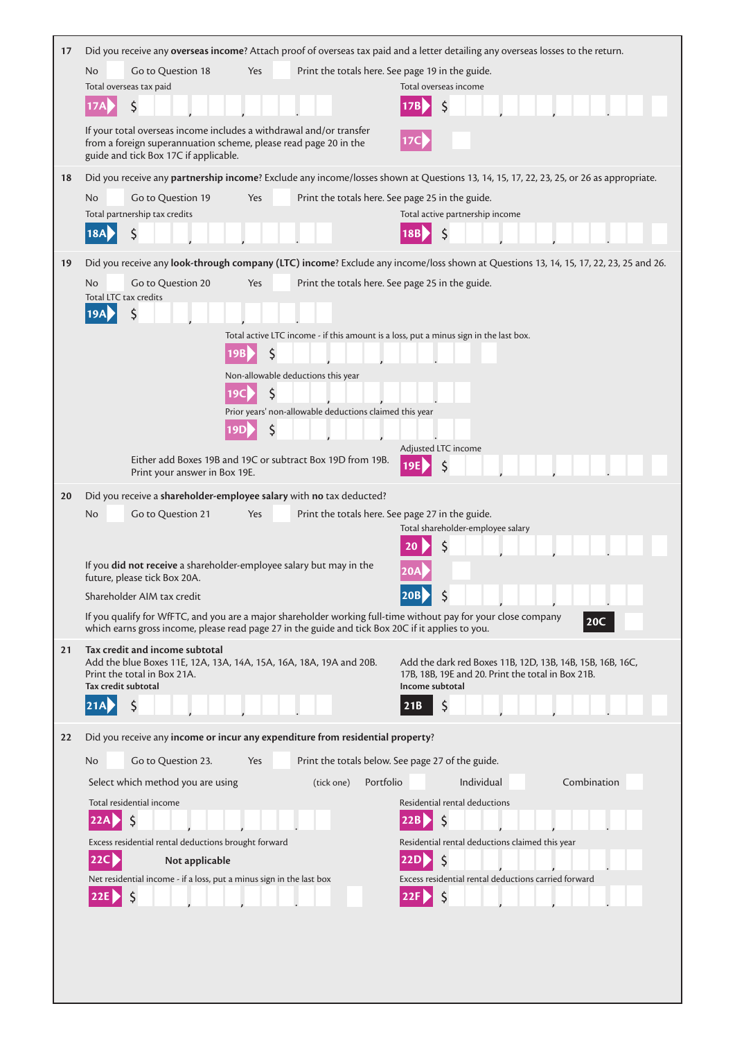**17** Did you receive any **overseas income**? Attach proof of overseas tax paid and a letter detailing any overseas losses to the return.

No ☐ Go to Question 18 Yes ☐ Print the totals here. See page 19 in the guide.

Total overseas tax paid

**17A** $ , , .

Total overseas income

**17B** $ , , .

If your total overseas income includes a withdrawal and/or transfer from a foreign superannuation scheme, please read page 20 in the guide and tick Box 17C if applicable.

**17C** ☐

**18** Did you receive any **partnership income**? Exclude any income/losses shown at Questions 13, 14, 15, 17, 22, 23, 25, or 26 as appropriate.

No ☐ Go to Question 19 Yes ☐ Print the totals here. See page 25 in the guide.

Total partnership tax credits

**18A** $ , , .

Total active partnership income

**18B** $ , , .

**19** Did you receive any **look-through company (LTC) income**? Exclude any income/loss shown at Questions 13, 14, 15, 17, 22, 23, 25 and 26.

No ☐ Go to Question 20 Yes ☐ Print the totals here. See page 25 in the guide.

Total LTC tax credits

**19A** $ , , .

Total active LTC income - if this amount is a loss, put a minus sign in the last box.

**19B** $ , , .

Non-allowable deductions this year

**19C** $ , , .

Prior years' non-allowable deductions claimed this year

**19D** $ , , .

Either add Boxes 19B and 19C or subtract Box 19D from 19B. Print your answer in Box 19E.

Adjusted LTC income

**19E** $ , , .

**20** Did you receive a **shareholder-employee salary** with **no** tax deducted?

No ☐ Go to Question 21 Yes ☐ Print the totals here. See page 27 in the guide.

Total shareholder-employee salary

**20** $ , , .

If you **did not receive** a shareholder-employee salary but may in the future, please tick Box 20A.

**20A** ☐

Shareholder AIM tax credit

**20B** $ , , .

If you qualify for WfFTC, and you are a major shareholder working full-time without pay for your close company which earns gross income, please read page 27 in the guide and tick Box 20C if it applies to you.

**20C** ☐

**21** **Tax credit and income subtotal**

Add the blue Boxes 11E, 12A, 13A, 14A, 15A, 16A, 18A, 19A and 20B. Print the total in Box 21A.

**Tax credit subtotal**

**21A** $ , , .

Add the dark red Boxes 11B, 12D, 13B, 14B, 15B, 16B, 16C, 17B, 18B, 19E and 20. Print the total in Box 21B.

**Income subtotal**

**21B** $ , , .

**22** Did you receive any **income or incur any expenditure from residential property**?

No ☐ Go to Question 23. Yes ☐ Print the totals below. See page 27 of the guide.

Select which method you are using (tick one) Portfolio ☐ Individual ☐ Combination ☐

Total residential income

**22A** $ , , .

Residential rental deductions

**22B** $ , , .

Excess residential rental deductions brought forward

**22C** **Not applicable**

Residential rental deductions claimed this year

**22D** $ , , .

Net residential income - if a loss, put a minus sign in the last box

**22E** $ , , .

Excess residential rental deductions carried forward

**22F** $ , , .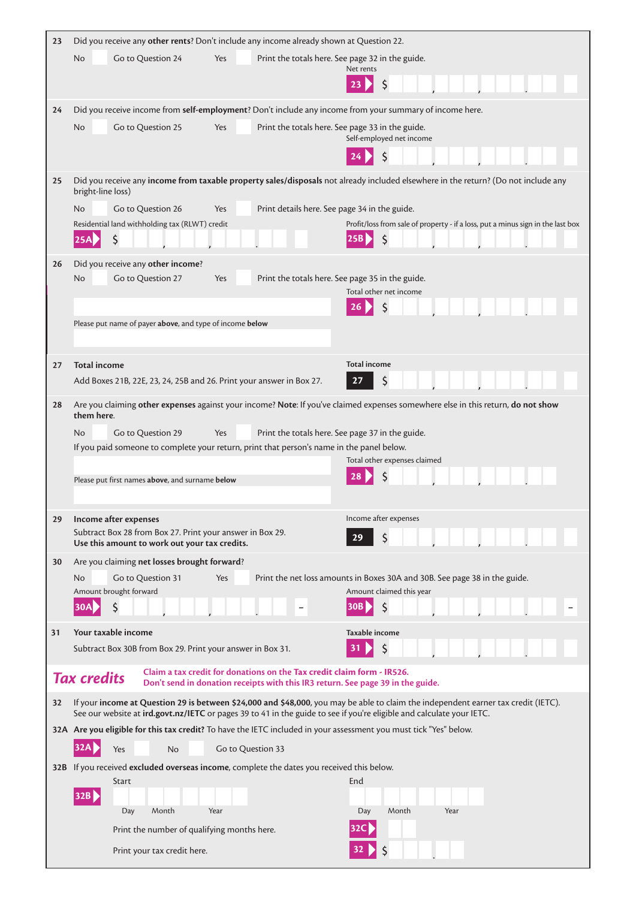**23** Did you receive any **other rents**? Don't include any income already shown at Question 22.

No ☐ Go to Question 24 Yes ☐ Print the totals here. See page 32 in the guide.

Net rents

**23** $ ___ , ___ , ___ . ___

**24** Did you receive income from **self-employment**? Don't include any income from your summary of income here.

No ☐ Go to Question 25 Yes ☐ Print the totals here. See page 33 in the guide.

Self-employed net income

**24** $ ___ , ___ , ___ . ___

**25** Did you receive any **income from taxable property sales/disposals** not already included elsewhere in the return? (Do not include any bright-line loss)

No ☐ Go to Question 26 Yes ☐ Print details here. See page 34 in the guide.

Residential land withholding tax (RLWT) credit

**25A** $ ___ , ___ , ___ . ___

Profit/loss from sale of property - if a loss, put a minus sign in the last box

**25B** $ ___ , ___ , ___ . ___

**26** Did you receive any **other income**?

No ☐ Go to Question 27 Yes ☐ Print the totals here. See page 35 in the guide.

Total other net income

**26** $ ___ , ___ , ___ . ___

Please put name of payer **above**, and type of income **below**

**27** **Total income**

Add Boxes 21B, 22E, 23, 24, 25B and 26. Print your answer in Box 27.

**Total income**

**27** $ ___ , ___ , ___ . ___

**28** Are you claiming **other expenses** against your income? **Note**: If you've claimed expenses somewhere else in this return, **do not show them here**.

No ☐ Go to Question 29 Yes ☐ Print the totals here. See page 37 in the guide.

If you paid someone to complete your return, print that person's name in the panel below.

Total other expenses claimed

**28** $ ___ , ___ , ___ . ___

Please put first names **above**, and surname **below**

**29** **Income after expenses**

Subtract Box 28 from Box 27. Print your answer in Box 29.
**Use this amount to work out your tax credits.**

Income after expenses

**29** $ ___ , ___ , ___ . ___

**30** Are you claiming **net losses brought forward**?

No ☐ Go to Question 31 Yes ☐ Print the net loss amounts in Boxes 30A and 30B. See page 38 in the guide.

Amount brought forward

**30A** $ ___ , ___ , ___ . ___ –

Amount claimed this year

**30B** $ ___ , ___ , ___ . ___ –

**31** **Your taxable income**

Subtract Box 30B from Box 29. Print your answer in Box 31.

**Taxable income**

**31** $ ___ , ___ , ___ . ___

## *Tax credits*

**Claim a tax credit for donations on the Tax credit claim form - IR526.**
**Don't send in donation receipts with this IR3 return. See page 39 in the guide.**

**32** If your **income at Question 29 is between $24,000 and $48,000**, you may be able to claim the independent earner tax credit (IETC). See our website at **ird.govt.nz/IETC** or pages 39 to 41 in the guide to see if you're eligible and calculate your IETC.

**32A** **Are you eligible for this tax credit?** To have the IETC included in your assessment you must tick "Yes" below.

**32A** Yes ☐ No ☐ Go to Question 33

**32B** If you received **excluded overseas income**, complete the dates you received this below.

| | Start | End |
|---|---|---|
| **32B** | Day / Month / Year | Day / Month / Year |

Print the number of qualifying months here. **32C** ___

Print your tax credit here. **32** $ ___ . ___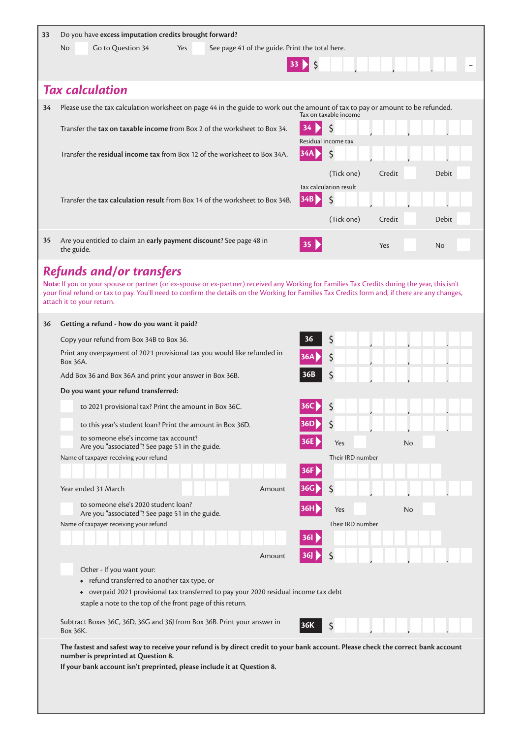**33** Do you have **excess imputation credits brought forward?**

No ☐ Go to Question 34 Yes ☐ See page 41 of the guide. Print the total here.

**33** $ , , . –

## *Tax calculation*

**34** Please use the tax calculation worksheet on page 44 in the guide to work out the amount of tax to pay or amount to be refunded.

Transfer the **tax on taxable income** from Box 2 of the worksheet to Box 34.

Tax on taxable income **34** $ , , .

Transfer the **residual income tax** from Box 12 of the worksheet to Box 34A.

Residual income tax **34A** $ , , .

(Tick one) Credit ☐ Debit ☐

Transfer the **tax calculation result** from Box 14 of the worksheet to Box 34B.

Tax calculation result **34B** $ , , .

(Tick one) Credit ☐ Debit ☐

**35** Are you entitled to claim an **early payment discount**? See page 48 in the guide.

**35** Yes ☐ No ☐

## *Refunds and/or transfers*

**Note**: If you or your spouse or partner (or ex-spouse or ex-partner) received any Working for Families Tax Credits during the year, this isn't your final refund or tax to pay. You'll need to confirm the details on the Working for Families Tax Credits form and, if there are any changes, attach it to your return.

**36** **Getting a refund - how do you want it paid?**

Copy your refund from Box 34B to Box 36. **36** $ , , .

Print any overpayment of 2021 provisional tax you would like refunded in Box 36A. **36A** $ , , .

Add Box 36 and Box 36A and print your answer in Box 36B. **36B** $ , , .

**Do you want your refund transferred:**

☐ to 2021 provisional tax? Print the amount in Box 36C. **36C** $ , , .

☐ to this year's student loan? Print the amount in Box 36D. **36D** $ , , .

☐ to someone else's income tax account? Are you "associated"? See page 51 in the guide. **36E** Yes ☐ No ☐

Name of taxpayer receiving your refund

Their IRD number **36F**

Year ended 31 March

Amount **36G** $ , , .

☐ to someone else's 2020 student loan? Are you "associated"? See page 51 in the guide. **36H** Yes ☐ No ☐

Name of taxpayer receiving your refund

Their IRD number **36I**

Amount **36J** $ , , .

☐ Other - If you want your:
- refund transferred to another tax type, or
- overpaid 2021 provisional tax transferred to pay your 2020 residual income tax debt

staple a note to the top of the front page of this return.

Subtract Boxes 36C, 36D, 36G and 36J from Box 36B. Print your answer in Box 36K. **36K** $ , , .

**The fastest and safest way to receive your refund is by direct credit to your bank account. Please check the correct bank account number is preprinted at Question 8.**

**If your bank account isn't preprinted, please include it at Question 8.**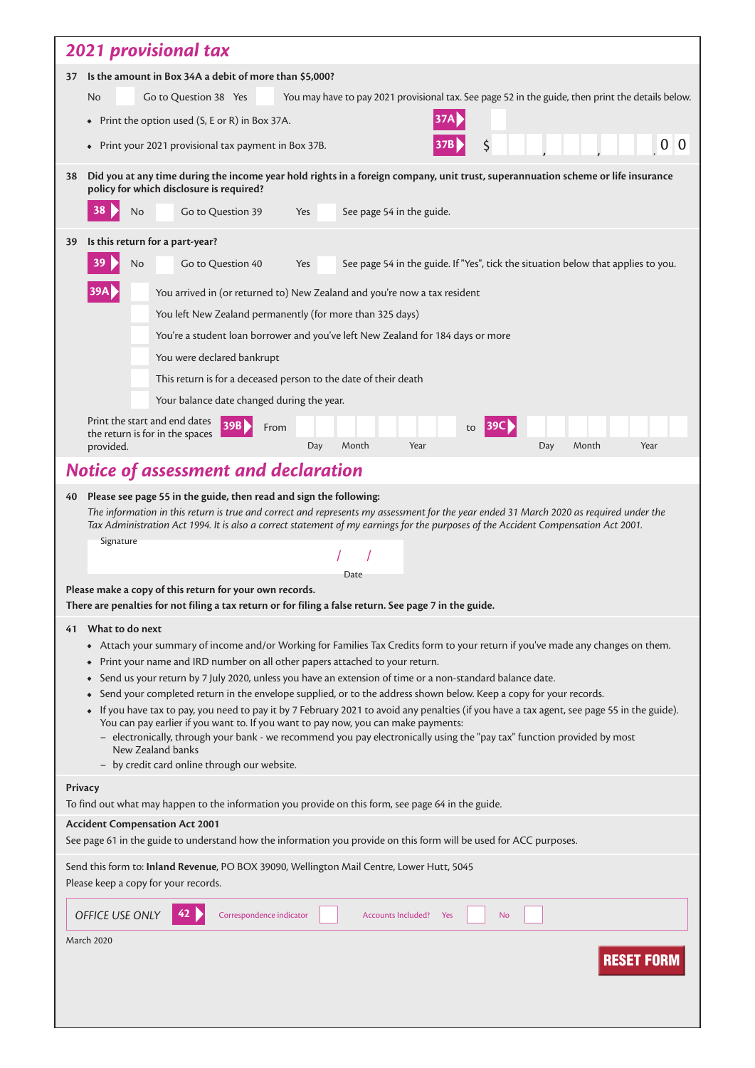## 2021 provisional tax

**37 Is the amount in Box 34A a debit of more than $5,000?**

No ☐ Go to Question 38 Yes ☐ You may have to pay 2021 provisional tax. See page 52 in the guide, then print the details below.

- Print the option used (S, E or R) in Box 37A. **37A** ☐
- Print your 2021 provisional tax payment in Box 37B. **37B** $ , , .0 0

**38 Did you at any time during the income year hold rights in a foreign company, unit trust, superannuation scheme or life insurance policy for which disclosure is required?**

**38** No ☐ Go to Question 39 Yes ☐ See page 54 in the guide.

**39 Is this return for a part-year?**

**39** No ☐ Go to Question 40 Yes ☐ See page 54 in the guide. If "Yes", tick the situation below that applies to you.

**39A**
- ☐ You arrived in (or returned to) New Zealand and you're now a tax resident
- ☐ You left New Zealand permanently (for more than 325 days)
- ☐ You're a student loan borrower and you've left New Zealand for 184 days or more
- ☐ You were declared bankrupt
- ☐ This return is for a deceased person to the date of their death
- ☐ Your balance date changed during the year.

Print the start and end dates the return is for in the spaces provided. **39B** From Day Month Year to **39C** Day Month Year

## Notice of assessment and declaration

**40 Please see page 55 in the guide, then read and sign the following:**

*The information in this return is true and correct and represents my assessment for the year ended 31 March 2020 as required under the Tax Administration Act 1994. It is also a correct statement of my earnings for the purposes of the Accident Compensation Act 2001.*

Signature / / Date

**Please make a copy of this return for your own records.**
**There are penalties for not filing a tax return or for filing a false return. See page 7 in the guide.**

**41 What to do next**

- Attach your summary of income and/or Working for Families Tax Credits form to your return if you've made any changes on them.
- Print your name and IRD number on all other papers attached to your return.
- Send us your return by 7 July 2020, unless you have an extension of time or a non-standard balance date.
- Send your completed return in the envelope supplied, or to the address shown below. Keep a copy for your records.
- If you have tax to pay, you need to pay it by 7 February 2021 to avoid any penalties (if you have a tax agent, see page 55 in the guide). You can pay earlier if you want to. If you want to pay now, you can make payments:
  - electronically, through your bank - we recommend you pay electronically using the "pay tax" function provided by most New Zealand banks
  - by credit card online through our website.

**Privacy**

To find out what may happen to the information you provide on this form, see page 64 in the guide.

**Accident Compensation Act 2001**

See page 61 in the guide to understand how the information you provide on this form will be used for ACC purposes.

Send this form to: **Inland Revenue**, PO BOX 39090, Wellington Mail Centre, Lower Hutt, 5045
Please keep a copy for your records.

*OFFICE USE ONLY* **42** Correspondence indicator ☐ Accounts Included? Yes ☐ No ☐

March 2020

RESET FORM